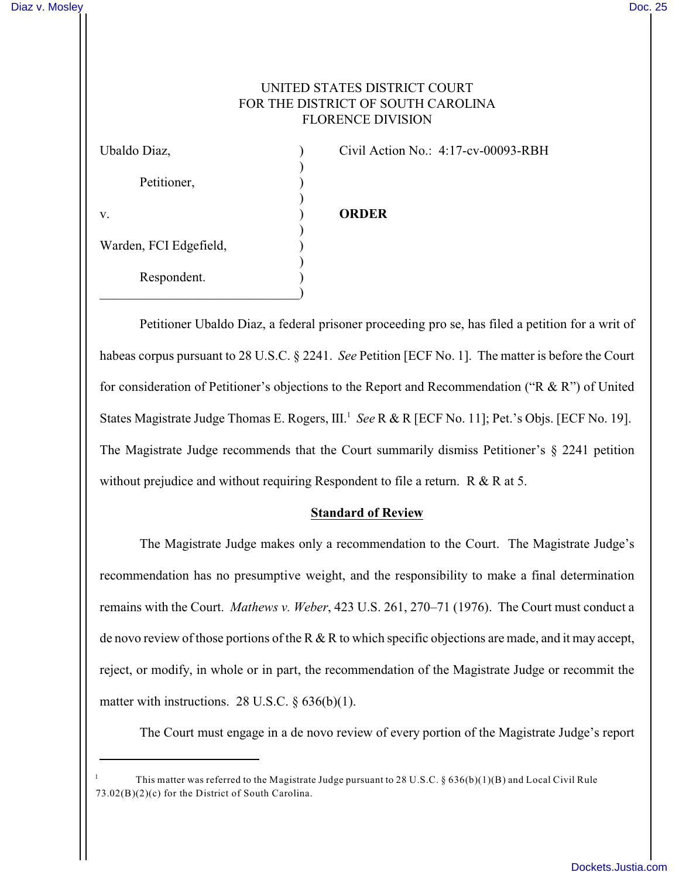UNITED STATES DISTRICT COURT
FOR THE DISTRICT OF SOUTH CAROLINA
FLORENCE DIVISION

| | | |
|---|---|---|
| Ubaldo Diaz, | ) | Civil Action No.: 4:17-cv-00093-RBH |
| | ) | |
| Petitioner, | ) | |
| | ) | |
| v. | ) | **ORDER** |
| | ) | |
| Warden, FCI Edgefield, | ) | |
| | ) | |
| Respondent. | ) | |
| | ) | |

Petitioner Ubaldo Diaz, a federal prisoner proceeding pro se, has filed a petition for a writ of habeas corpus pursuant to 28 U.S.C. § 2241. *See* Petition [ECF No. 1]. The matter is before the Court for consideration of Petitioner's objections to the Report and Recommendation ("R & R") of United States Magistrate Judge Thomas E. Rogers, III.[1] *See* R & R [ECF No. 11]; Pet.'s Objs. [ECF No. 19]. The Magistrate Judge recommends that the Court summarily dismiss Petitioner's § 2241 petition without prejudice and without requiring Respondent to file a return. R & R at 5.

## Standard of Review

The Magistrate Judge makes only a recommendation to the Court. The Magistrate Judge's recommendation has no presumptive weight, and the responsibility to make a final determination remains with the Court. *Mathews v. Weber*, 423 U.S. 261, 270–71 (1976). The Court must conduct a de novo review of those portions of the R & R to which specific objections are made, and it may accept, reject, or modify, in whole or in part, the recommendation of the Magistrate Judge or recommit the matter with instructions. 28 U.S.C. § 636(b)(1).

The Court must engage in a de novo review of every portion of the Magistrate Judge's report

[1] This matter was referred to the Magistrate Judge pursuant to 28 U.S.C. § 636(b)(1)(B) and Local Civil Rule 73.02(B)(2)(c) for the District of South Carolina.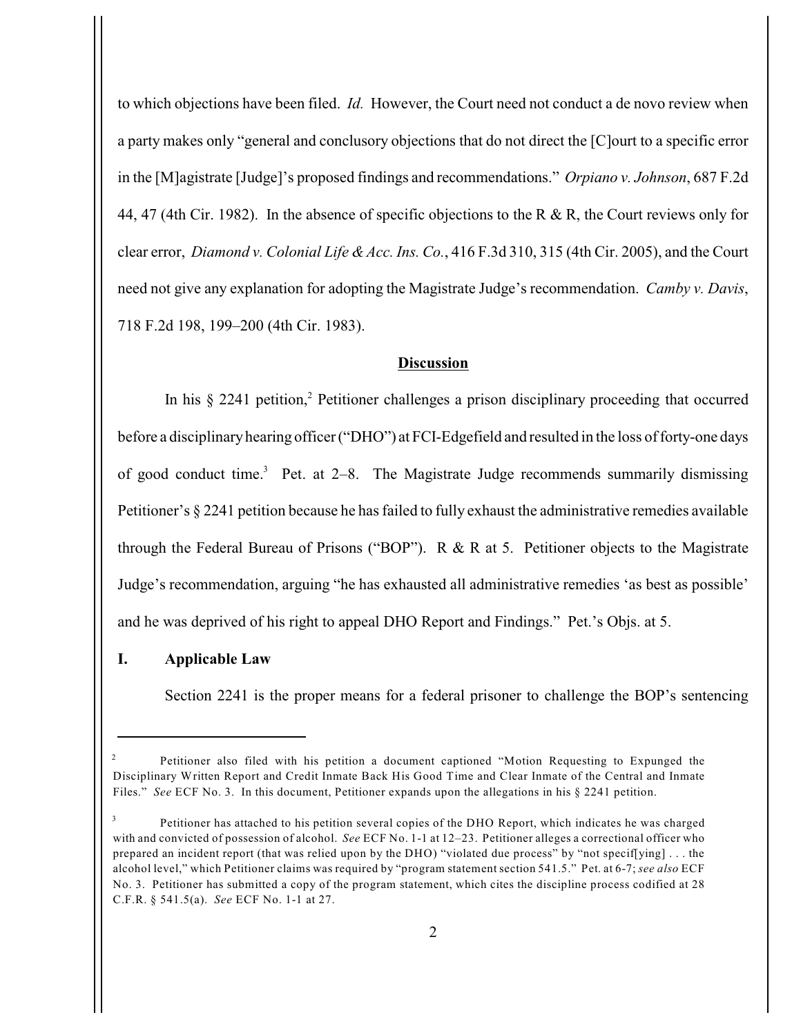to which objections have been filed. *Id.* However, the Court need not conduct a de novo review when a party makes only "general and conclusory objections that do not direct the [C]ourt to a specific error in the [M]agistrate [Judge]'s proposed findings and recommendations." *Orpiano v. Johnson*, 687 F.2d 44, 47 (4th Cir. 1982). In the absence of specific objections to the R & R, the Court reviews only for clear error, *Diamond v. Colonial Life & Acc. Ins. Co.*, 416 F.3d 310, 315 (4th Cir. 2005), and the Court need not give any explanation for adopting the Magistrate Judge's recommendation. *Camby v. Davis*, 718 F.2d 198, 199–200 (4th Cir. 1983).

## Discussion

In his § 2241 petition,[2] Petitioner challenges a prison disciplinary proceeding that occurred before a disciplinary hearing officer ("DHO") at FCI-Edgefield and resulted in the loss of forty-one days of good conduct time.[3] Pet. at 2–8. The Magistrate Judge recommends summarily dismissing Petitioner's § 2241 petition because he has failed to fully exhaust the administrative remedies available through the Federal Bureau of Prisons ("BOP"). R & R at 5. Petitioner objects to the Magistrate Judge's recommendation, arguing "he has exhausted all administrative remedies 'as best as possible' and he was deprived of his right to appeal DHO Report and Findings." Pet.'s Objs. at 5.

### I. Applicable Law

Section 2241 is the proper means for a federal prisoner to challenge the BOP's sentencing

---

[2] Petitioner also filed with his petition a document captioned "Motion Requesting to Expunged the Disciplinary Written Report and Credit Inmate Back His Good Time and Clear Inmate of the Central and Inmate Files." *See* ECF No. 3. In this document, Petitioner expands upon the allegations in his § 2241 petition.

[3] Petitioner has attached to his petition several copies of the DHO Report, which indicates he was charged with and convicted of possession of alcohol. *See* ECF No. 1-1 at 12–23. Petitioner alleges a correctional officer who prepared an incident report (that was relied upon by the DHO) "violated due process" by "not specif[ying] . . . the alcohol level," which Petitioner claims was required by "program statement section 541.5." Pet. at 6-7; *see also* ECF No. 3. Petitioner has submitted a copy of the program statement, which cites the discipline process codified at 28 C.F.R. § 541.5(a). *See* ECF No. 1-1 at 27.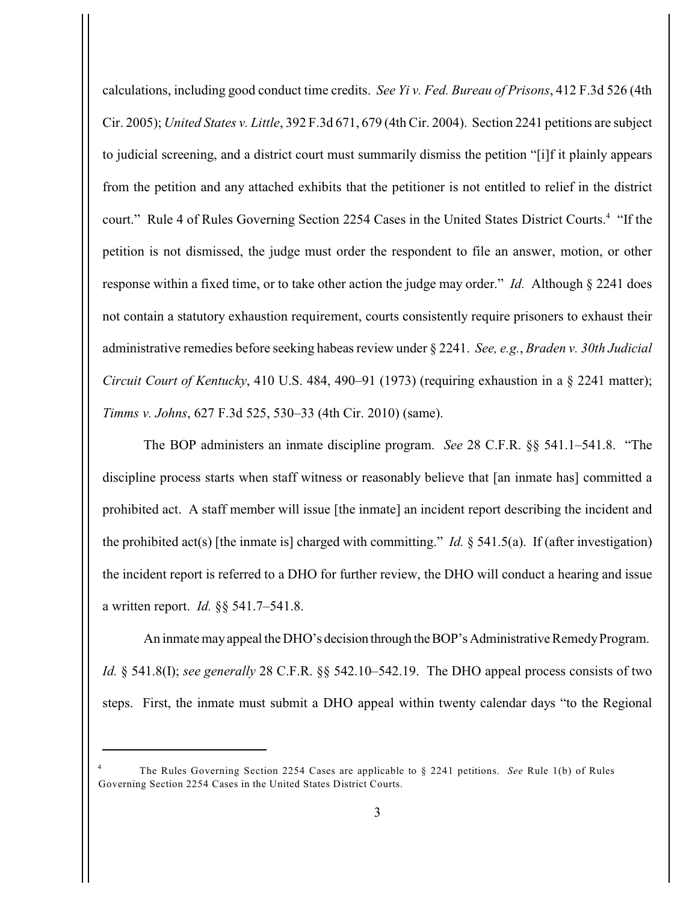calculations, including good conduct time credits. *See Yi v. Fed. Bureau of Prisons*, 412 F.3d 526 (4th Cir. 2005); *United States v. Little*, 392 F.3d 671, 679 (4th Cir. 2004). Section 2241 petitions are subject to judicial screening, and a district court must summarily dismiss the petition "[i]f it plainly appears from the petition and any attached exhibits that the petitioner is not entitled to relief in the district court." Rule 4 of Rules Governing Section 2254 Cases in the United States District Courts.[4] "If the petition is not dismissed, the judge must order the respondent to file an answer, motion, or other response within a fixed time, or to take other action the judge may order." *Id.* Although § 2241 does not contain a statutory exhaustion requirement, courts consistently require prisoners to exhaust their administrative remedies before seeking habeas review under § 2241. *See, e.g.*, *Braden v. 30th Judicial Circuit Court of Kentucky*, 410 U.S. 484, 490–91 (1973) (requiring exhaustion in a § 2241 matter); *Timms v. Johns*, 627 F.3d 525, 530–33 (4th Cir. 2010) (same).

The BOP administers an inmate discipline program. *See* 28 C.F.R. §§ 541.1–541.8. "The discipline process starts when staff witness or reasonably believe that [an inmate has] committed a prohibited act. A staff member will issue [the inmate] an incident report describing the incident and the prohibited act(s) [the inmate is] charged with committing." *Id.* § 541.5(a). If (after investigation) the incident report is referred to a DHO for further review, the DHO will conduct a hearing and issue a written report. *Id.* §§ 541.7–541.8.

An inmate may appeal the DHO's decision through the BOP's Administrative Remedy Program. *Id.* § 541.8(I); *see generally* 28 C.F.R. §§ 542.10–542.19. The DHO appeal process consists of two steps. First, the inmate must submit a DHO appeal within twenty calendar days "to the Regional

[4] The Rules Governing Section 2254 Cases are applicable to § 2241 petitions. *See* Rule 1(b) of Rules Governing Section 2254 Cases in the United States District Courts.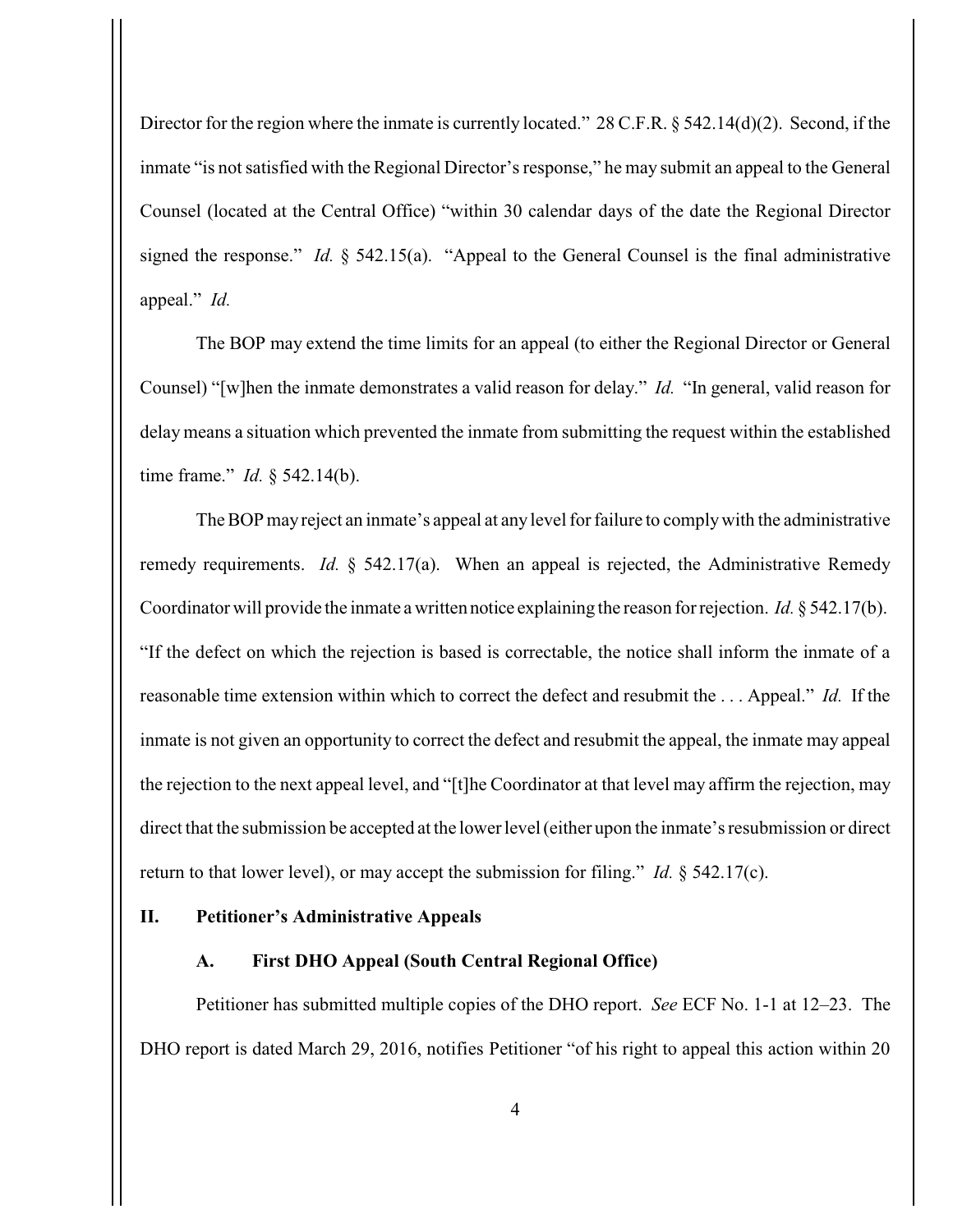Director for the region where the inmate is currently located." 28 C.F.R. § 542.14(d)(2). Second, if the inmate "is not satisfied with the Regional Director's response," he may submit an appeal to the General Counsel (located at the Central Office) "within 30 calendar days of the date the Regional Director signed the response." *Id.* § 542.15(a). "Appeal to the General Counsel is the final administrative appeal." *Id.*

The BOP may extend the time limits for an appeal (to either the Regional Director or General Counsel) "[w]hen the inmate demonstrates a valid reason for delay." *Id.* "In general, valid reason for delay means a situation which prevented the inmate from submitting the request within the established time frame." *Id.* § 542.14(b).

The BOP may reject an inmate's appeal at any level for failure to comply with the administrative remedy requirements. *Id.* § 542.17(a). When an appeal is rejected, the Administrative Remedy Coordinator will provide the inmate a written notice explaining the reason for rejection. *Id.* § 542.17(b). "If the defect on which the rejection is based is correctable, the notice shall inform the inmate of a reasonable time extension within which to correct the defect and resubmit the . . . Appeal." *Id.* If the inmate is not given an opportunity to correct the defect and resubmit the appeal, the inmate may appeal the rejection to the next appeal level, and "[t]he Coordinator at that level may affirm the rejection, may direct that the submission be accepted at the lower level (either upon the inmate's resubmission or direct return to that lower level), or may accept the submission for filing." *Id.* § 542.17(c).

## II. Petitioner's Administrative Appeals

### A. First DHO Appeal (South Central Regional Office)

Petitioner has submitted multiple copies of the DHO report. *See* ECF No. 1-1 at 12–23. The DHO report is dated March 29, 2016, notifies Petitioner "of his right to appeal this action within 20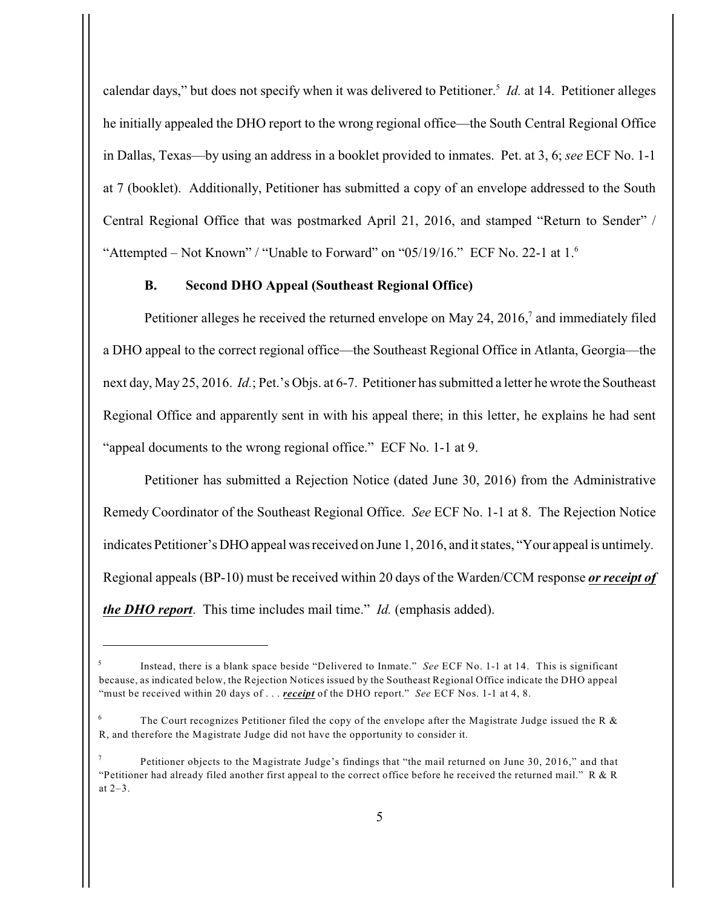calendar days," but does not specify when it was delivered to Petitioner.[5] *Id.* at 14. Petitioner alleges he initially appealed the DHO report to the wrong regional office—the South Central Regional Office in Dallas, Texas—by using an address in a booklet provided to inmates. Pet. at 3, 6; *see* ECF No. 1-1 at 7 (booklet). Additionally, Petitioner has submitted a copy of an envelope addressed to the South Central Regional Office that was postmarked April 21, 2016, and stamped "Return to Sender" / "Attempted – Not Known" / "Unable to Forward" on "05/19/16." ECF No. 22-1 at 1.[6]

### B. Second DHO Appeal (Southeast Regional Office)

Petitioner alleges he received the returned envelope on May 24, 2016,[7] and immediately filed a DHO appeal to the correct regional office—the Southeast Regional Office in Atlanta, Georgia—the next day, May 25, 2016. *Id.*; Pet.'s Objs. at 6-7. Petitioner has submitted a letter he wrote the Southeast Regional Office and apparently sent in with his appeal there; in this letter, he explains he had sent "appeal documents to the wrong regional office." ECF No. 1-1 at 9.

Petitioner has submitted a Rejection Notice (dated June 30, 2016) from the Administrative Remedy Coordinator of the Southeast Regional Office. *See* ECF No. 1-1 at 8. The Rejection Notice indicates Petitioner's DHO appeal was received on June 1, 2016, and it states, "Your appeal is untimely. Regional appeals (BP-10) must be received within 20 days of the Warden/CCM response ***or receipt of the DHO report***. This time includes mail time." *Id.* (emphasis added).

---

[5] Instead, there is a blank space beside "Delivered to Inmate." *See* ECF No. 1-1 at 14. This is significant because, as indicated below, the Rejection Notices issued by the Southeast Regional Office indicate the DHO appeal "must be received within 20 days of . . . ***receipt*** of the DHO report." *See* ECF Nos. 1-1 at 4, 8.

[6] The Court recognizes Petitioner filed the copy of the envelope after the Magistrate Judge issued the R & R, and therefore the Magistrate Judge did not have the opportunity to consider it.

[7] Petitioner objects to the Magistrate Judge's findings that "the mail returned on June 30, 2016," and that "Petitioner had already filed another first appeal to the correct office before he received the returned mail." R & R at 2–3.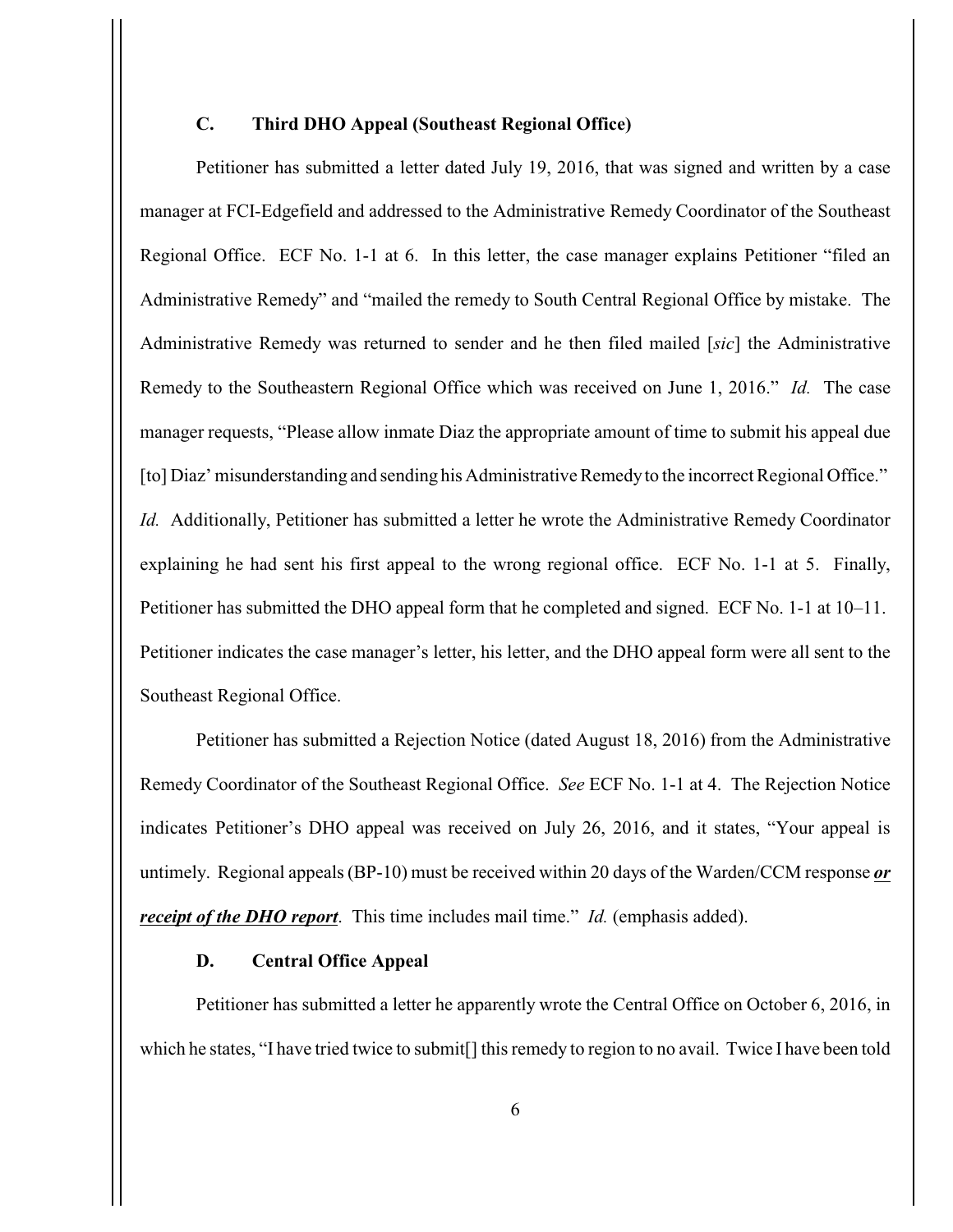### C. Third DHO Appeal (Southeast Regional Office)

Petitioner has submitted a letter dated July 19, 2016, that was signed and written by a case manager at FCI-Edgefield and addressed to the Administrative Remedy Coordinator of the Southeast Regional Office. ECF No. 1-1 at 6. In this letter, the case manager explains Petitioner "filed an Administrative Remedy" and "mailed the remedy to South Central Regional Office by mistake. The Administrative Remedy was returned to sender and he then filed mailed [*sic*] the Administrative Remedy to the Southeastern Regional Office which was received on June 1, 2016." *Id.* The case manager requests, "Please allow inmate Diaz the appropriate amount of time to submit his appeal due [to] Diaz' misunderstanding and sending his Administrative Remedy to the incorrect Regional Office." *Id.* Additionally, Petitioner has submitted a letter he wrote the Administrative Remedy Coordinator explaining he had sent his first appeal to the wrong regional office. ECF No. 1-1 at 5. Finally, Petitioner has submitted the DHO appeal form that he completed and signed. ECF No. 1-1 at 10–11. Petitioner indicates the case manager's letter, his letter, and the DHO appeal form were all sent to the Southeast Regional Office.

Petitioner has submitted a Rejection Notice (dated August 18, 2016) from the Administrative Remedy Coordinator of the Southeast Regional Office. *See* ECF No. 1-1 at 4. The Rejection Notice indicates Petitioner's DHO appeal was received on July 26, 2016, and it states, "Your appeal is untimely. Regional appeals (BP-10) must be received within 20 days of the Warden/CCM response ***or receipt of the DHO report***. This time includes mail time." *Id.* (emphasis added).

### D. Central Office Appeal

Petitioner has submitted a letter he apparently wrote the Central Office on October 6, 2016, in which he states, "I have tried twice to submit[] this remedy to region to no avail. Twice I have been told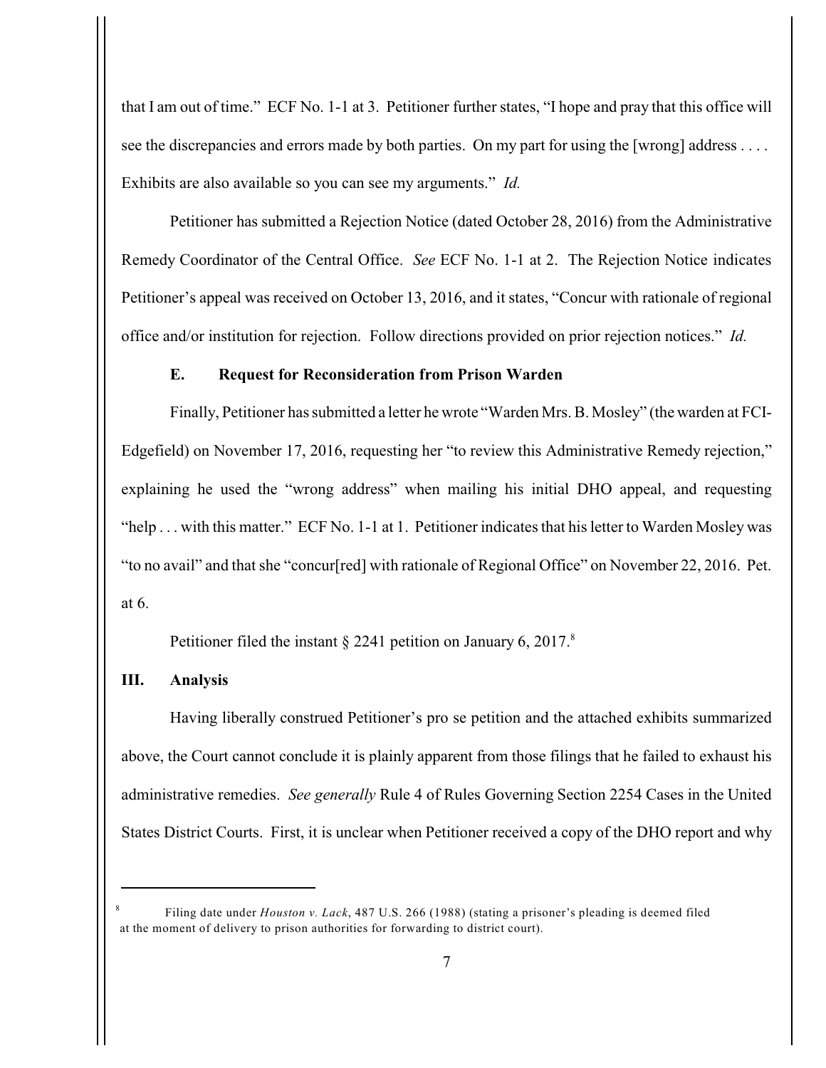that I am out of time." ECF No. 1-1 at 3. Petitioner further states, "I hope and pray that this office will see the discrepancies and errors made by both parties. On my part for using the [wrong] address . . . . Exhibits are also available so you can see my arguments." *Id.*

Petitioner has submitted a Rejection Notice (dated October 28, 2016) from the Administrative Remedy Coordinator of the Central Office. *See* ECF No. 1-1 at 2. The Rejection Notice indicates Petitioner's appeal was received on October 13, 2016, and it states, "Concur with rationale of regional office and/or institution for rejection. Follow directions provided on prior rejection notices." *Id.*

### E. Request for Reconsideration from Prison Warden

Finally, Petitioner has submitted a letter he wrote "Warden Mrs. B. Mosley" (the warden at FCI-Edgefield) on November 17, 2016, requesting her "to review this Administrative Remedy rejection," explaining he used the "wrong address" when mailing his initial DHO appeal, and requesting "help . . . with this matter." ECF No. 1-1 at 1. Petitioner indicates that his letter to Warden Mosley was "to no avail" and that she "concur[red] with rationale of Regional Office" on November 22, 2016. Pet. at 6.

Petitioner filed the instant § 2241 petition on January 6, 2017.[8]

## III. Analysis

Having liberally construed Petitioner's pro se petition and the attached exhibits summarized above, the Court cannot conclude it is plainly apparent from those filings that he failed to exhaust his administrative remedies. *See generally* Rule 4 of Rules Governing Section 2254 Cases in the United States District Courts. First, it is unclear when Petitioner received a copy of the DHO report and why

---

[8] Filing date under *Houston v. Lack*, 487 U.S. 266 (1988) (stating a prisoner's pleading is deemed filed at the moment of delivery to prison authorities for forwarding to district court).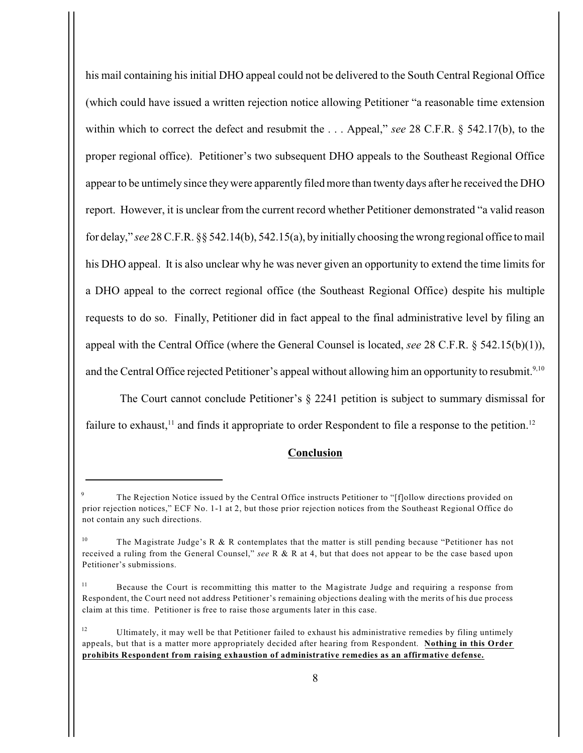his mail containing his initial DHO appeal could not be delivered to the South Central Regional Office (which could have issued a written rejection notice allowing Petitioner "a reasonable time extension within which to correct the defect and resubmit the . . . Appeal," *see* 28 C.F.R. § 542.17(b), to the proper regional office). Petitioner's two subsequent DHO appeals to the Southeast Regional Office appear to be untimely since they were apparently filed more than twenty days after he received the DHO report. However, it is unclear from the current record whether Petitioner demonstrated "a valid reason for delay," *see* 28 C.F.R. §§ 542.14(b), 542.15(a), by initially choosing the wrong regional office to mail his DHO appeal. It is also unclear why he was never given an opportunity to extend the time limits for a DHO appeal to the correct regional office (the Southeast Regional Office) despite his multiple requests to do so. Finally, Petitioner did in fact appeal to the final administrative level by filing an appeal with the Central Office (where the General Counsel is located, *see* 28 C.F.R. § 542.15(b)(1)), and the Central Office rejected Petitioner's appeal without allowing him an opportunity to resubmit.[9,10]

The Court cannot conclude Petitioner's § 2241 petition is subject to summary dismissal for failure to exhaust,[11] and finds it appropriate to order Respondent to file a response to the petition.[12]

## Conclusion

---

[9] The Rejection Notice issued by the Central Office instructs Petitioner to "[f]ollow directions provided on prior rejection notices," ECF No. 1-1 at 2, but those prior rejection notices from the Southeast Regional Office do not contain any such directions.

[10] The Magistrate Judge's R & R contemplates that the matter is still pending because "Petitioner has not received a ruling from the General Counsel," *see* R & R at 4, but that does not appear to be the case based upon Petitioner's submissions.

[11] Because the Court is recommitting this matter to the Magistrate Judge and requiring a response from Respondent, the Court need not address Petitioner's remaining objections dealing with the merits of his due process claim at this time. Petitioner is free to raise those arguments later in this case.

[12] Ultimately, it may well be that Petitioner failed to exhaust his administrative remedies by filing untimely appeals, but that is a matter more appropriately decided after hearing from Respondent. **Nothing in this Order prohibits Respondent from raising exhaustion of administrative remedies as an affirmative defense.**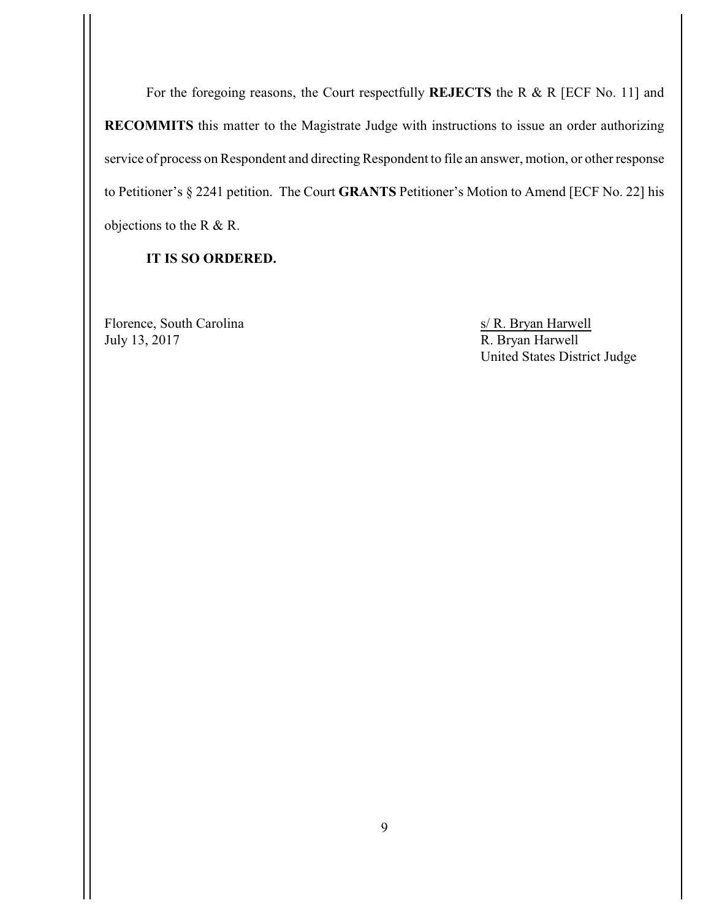For the foregoing reasons, the Court respectfully **REJECTS** the R & R [ECF No. 11] and **RECOMMITS** this matter to the Magistrate Judge with instructions to issue an order authorizing service of process on Respondent and directing Respondent to file an answer, motion, or other response to Petitioner's § 2241 petition. The Court **GRANTS** Petitioner's Motion to Amend [ECF No. 22] his objections to the R & R.

**IT IS SO ORDERED.**

Florence, South Carolina
July 13, 2017

s/ R. Bryan Harwell
R. Bryan Harwell
United States District Judge